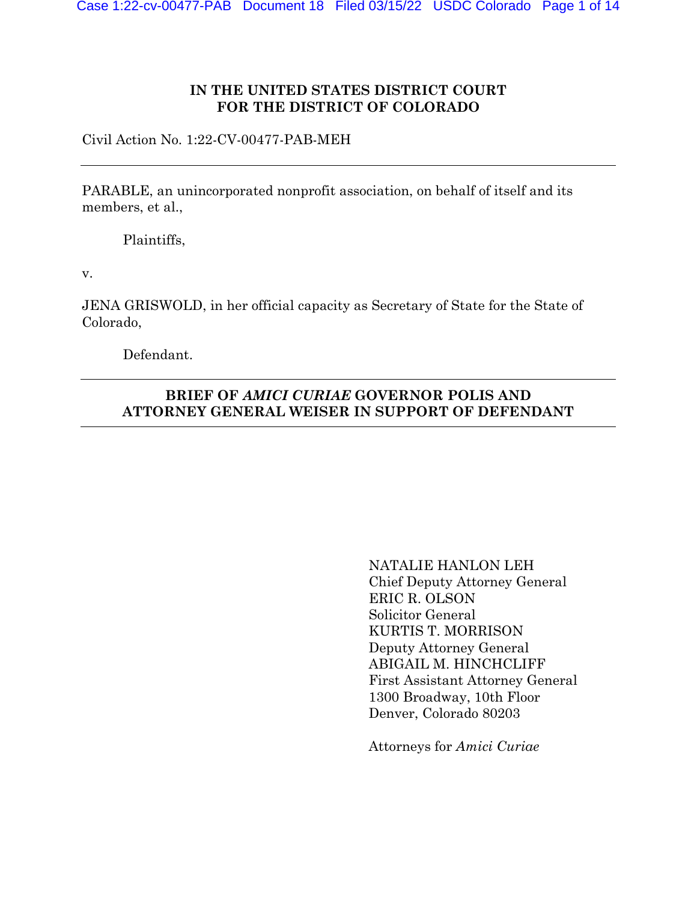**IN THE UNITED STATES DISTRICT COURT**
**FOR THE DISTRICT OF COLORADO**

Civil Action No. 1:22-CV-00477-PAB-MEH

---

PARABLE, an unincorporated nonprofit association, on behalf of itself and its members, et al.,

Plaintiffs,

v.

JENA GRISWOLD, in her official capacity as Secretary of State for the State of Colorado,

Defendant.

---

**BRIEF OF *AMICI CURIAE* GOVERNOR POLIS AND ATTORNEY GENERAL WEISER IN SUPPORT OF DEFENDANT**

---

NATALIE HANLON LEH
Chief Deputy Attorney General
ERIC R. OLSON
Solicitor General
KURTIS T. MORRISON
Deputy Attorney General
ABIGAIL M. HINCHCLIFF
First Assistant Attorney General
1300 Broadway, 10th Floor
Denver, Colorado 80203

Attorneys for *Amici Curiae*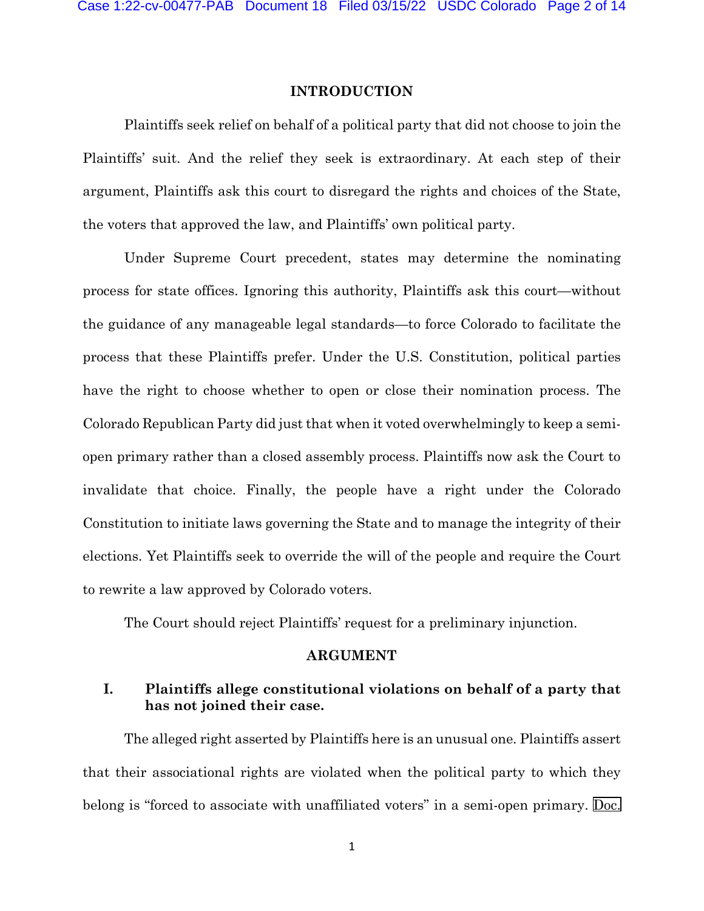## INTRODUCTION

Plaintiffs seek relief on behalf of a political party that did not choose to join the Plaintiffs' suit. And the relief they seek is extraordinary. At each step of their argument, Plaintiffs ask this court to disregard the rights and choices of the State, the voters that approved the law, and Plaintiffs' own political party.

Under Supreme Court precedent, states may determine the nominating process for state offices. Ignoring this authority, Plaintiffs ask this court—without the guidance of any manageable legal standards—to force Colorado to facilitate the process that these Plaintiffs prefer. Under the U.S. Constitution, political parties have the right to choose whether to open or close their nomination process. The Colorado Republican Party did just that when it voted overwhelmingly to keep a semi-open primary rather than a closed assembly process. Plaintiffs now ask the Court to invalidate that choice. Finally, the people have a right under the Colorado Constitution to initiate laws governing the State and to manage the integrity of their elections. Yet Plaintiffs seek to override the will of the people and require the Court to rewrite a law approved by Colorado voters.

The Court should reject Plaintiffs' request for a preliminary injunction.

## ARGUMENT

### I. Plaintiffs allege constitutional violations on behalf of a party that has not joined their case.

The alleged right asserted by Plaintiffs here is an unusual one. Plaintiffs assert that their associational rights are violated when the political party to which they belong is "forced to associate with unaffiliated voters" in a semi-open primary. Doc.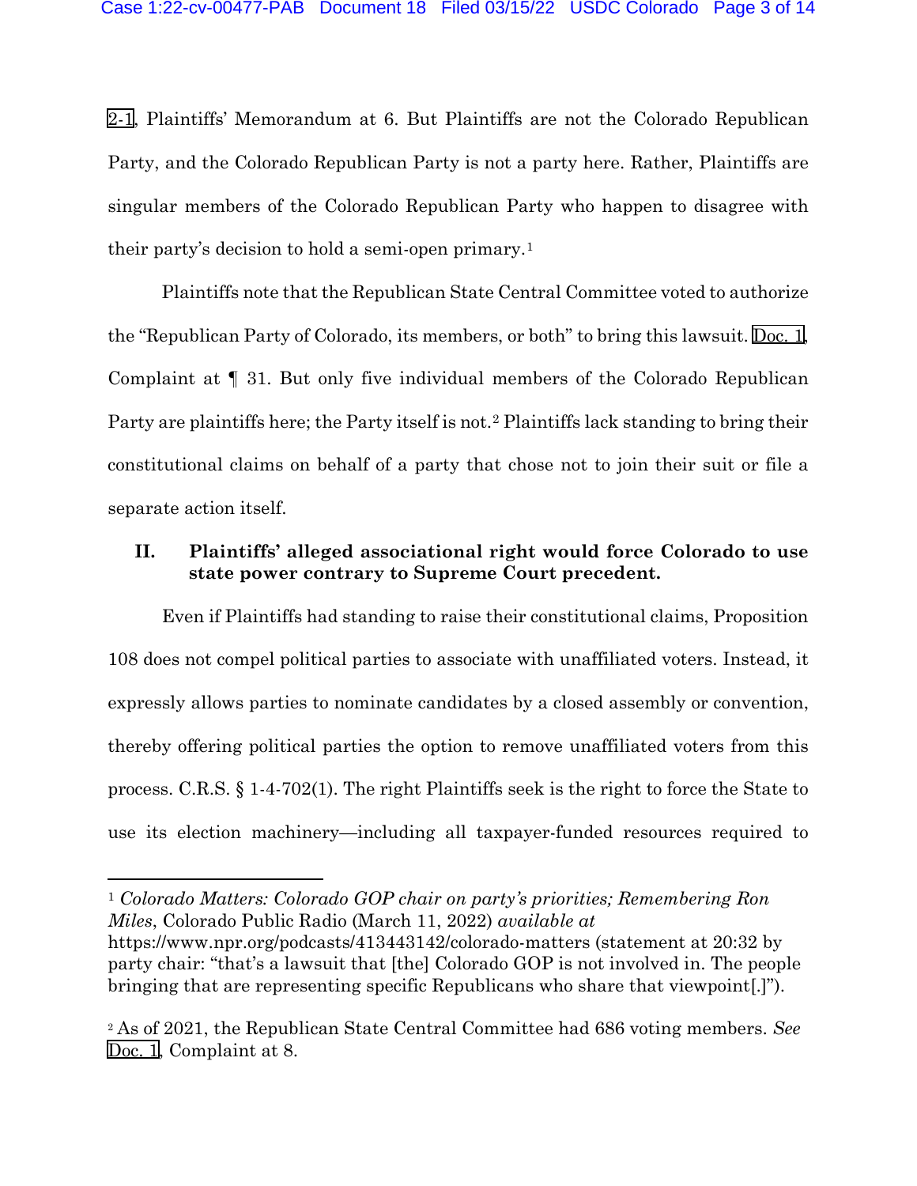2-1, Plaintiffs' Memorandum at 6. But Plaintiffs are not the Colorado Republican Party, and the Colorado Republican Party is not a party here. Rather, Plaintiffs are singular members of the Colorado Republican Party who happen to disagree with their party's decision to hold a semi-open primary.[1]

Plaintiffs note that the Republican State Central Committee voted to authorize the "Republican Party of Colorado, its members, or both" to bring this lawsuit. Doc. 1, Complaint at ¶ 31. But only five individual members of the Colorado Republican Party are plaintiffs here; the Party itself is not.[2] Plaintiffs lack standing to bring their constitutional claims on behalf of a party that chose not to join their suit or file a separate action itself.

## II. Plaintiffs' alleged associational right would force Colorado to use state power contrary to Supreme Court precedent.

Even if Plaintiffs had standing to raise their constitutional claims, Proposition 108 does not compel political parties to associate with unaffiliated voters. Instead, it expressly allows parties to nominate candidates by a closed assembly or convention, thereby offering political parties the option to remove unaffiliated voters from this process. C.R.S. § 1-4-702(1). The right Plaintiffs seek is the right to force the State to use its election machinery—including all taxpayer-funded resources required to

---

[1] *Colorado Matters: Colorado GOP chair on party's priorities; Remembering Ron Miles*, Colorado Public Radio (March 11, 2022) *available at* https://www.npr.org/podcasts/413443142/colorado-matters (statement at 20:32 by party chair: "that's a lawsuit that [the] Colorado GOP is not involved in. The people bringing that are representing specific Republicans who share that viewpoint[.]").

[2] As of 2021, the Republican State Central Committee had 686 voting members. *See* Doc. 1, Complaint at 8.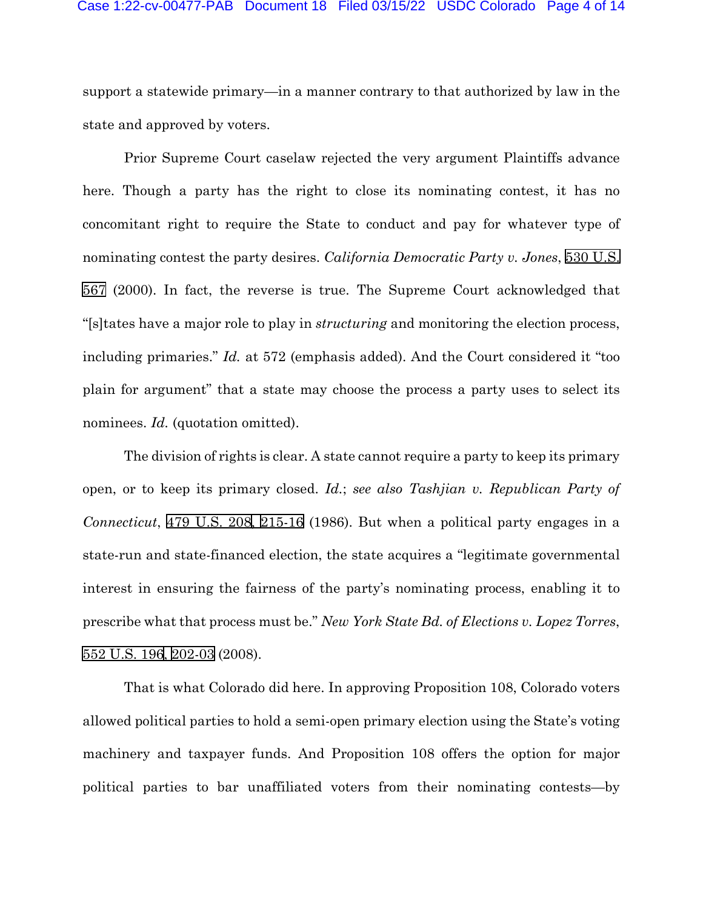support a statewide primary—in a manner contrary to that authorized by law in the state and approved by voters.

Prior Supreme Court caselaw rejected the very argument Plaintiffs advance here. Though a party has the right to close its nominating contest, it has no concomitant right to require the State to conduct and pay for whatever type of nominating contest the party desires. *California Democratic Party v. Jones*, 530 U.S. 567 (2000). In fact, the reverse is true. The Supreme Court acknowledged that "[s]tates have a major role to play in *structuring* and monitoring the election process, including primaries." *Id.* at 572 (emphasis added). And the Court considered it "too plain for argument" that a state may choose the process a party uses to select its nominees. *Id.* (quotation omitted).

The division of rights is clear. A state cannot require a party to keep its primary open, or to keep its primary closed. *Id.*; *see also Tashjian v. Republican Party of Connecticut*, 479 U.S. 208, 215-16 (1986). But when a political party engages in a state-run and state-financed election, the state acquires a "legitimate governmental interest in ensuring the fairness of the party's nominating process, enabling it to prescribe what that process must be." *New York State Bd. of Elections v. Lopez Torres*, 552 U.S. 196, 202-03 (2008).

That is what Colorado did here. In approving Proposition 108, Colorado voters allowed political parties to hold a semi-open primary election using the State's voting machinery and taxpayer funds. And Proposition 108 offers the option for major political parties to bar unaffiliated voters from their nominating contests—by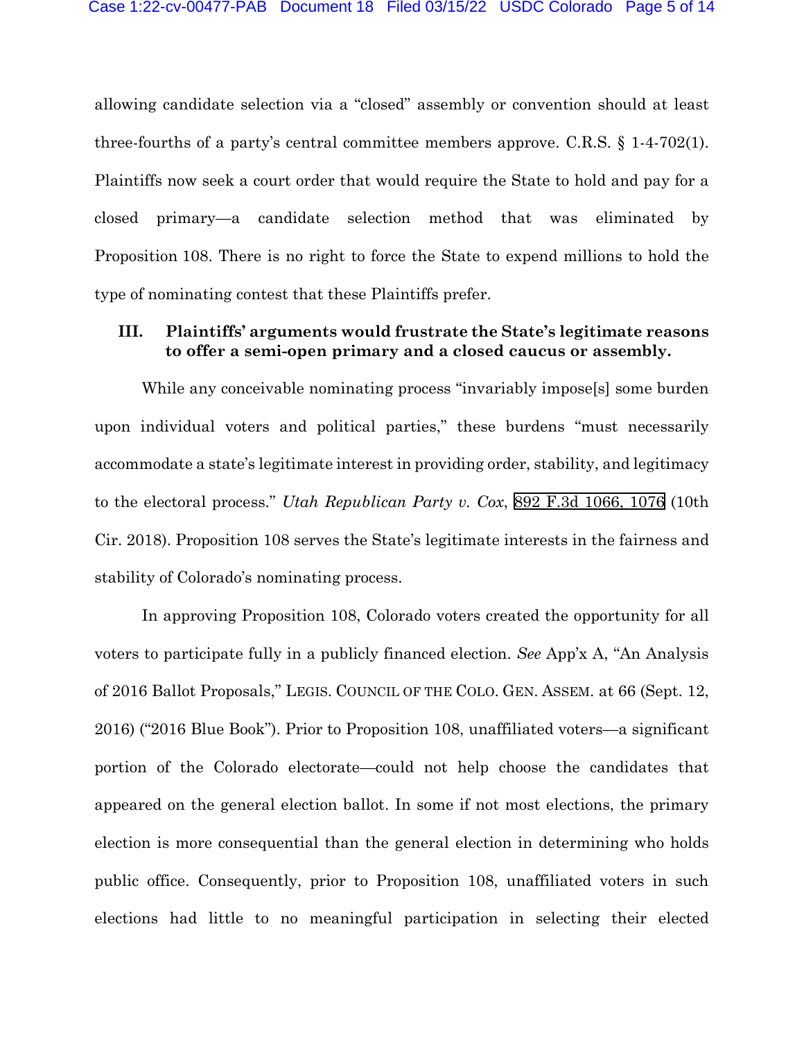allowing candidate selection via a "closed" assembly or convention should at least three-fourths of a party's central committee members approve. C.R.S. § 1-4-702(1). Plaintiffs now seek a court order that would require the State to hold and pay for a closed primary—a candidate selection method that was eliminated by Proposition 108. There is no right to force the State to expend millions to hold the type of nominating contest that these Plaintiffs prefer.

### III. Plaintiffs' arguments would frustrate the State's legitimate reasons to offer a semi-open primary and a closed caucus or assembly.

While any conceivable nominating process "invariably impose[s] some burden upon individual voters and political parties," these burdens "must necessarily accommodate a state's legitimate interest in providing order, stability, and legitimacy to the electoral process." *Utah Republican Party v. Cox*, 892 F.3d 1066, 1076 (10th Cir. 2018). Proposition 108 serves the State's legitimate interests in the fairness and stability of Colorado's nominating process.

In approving Proposition 108, Colorado voters created the opportunity for all voters to participate fully in a publicly financed election. *See* App'x A, "An Analysis of 2016 Ballot Proposals," LEGIS. COUNCIL OF THE COLO. GEN. ASSEM. at 66 (Sept. 12, 2016) ("2016 Blue Book"). Prior to Proposition 108, unaffiliated voters—a significant portion of the Colorado electorate—could not help choose the candidates that appeared on the general election ballot. In some if not most elections, the primary election is more consequential than the general election in determining who holds public office. Consequently, prior to Proposition 108, unaffiliated voters in such elections had little to no meaningful participation in selecting their elected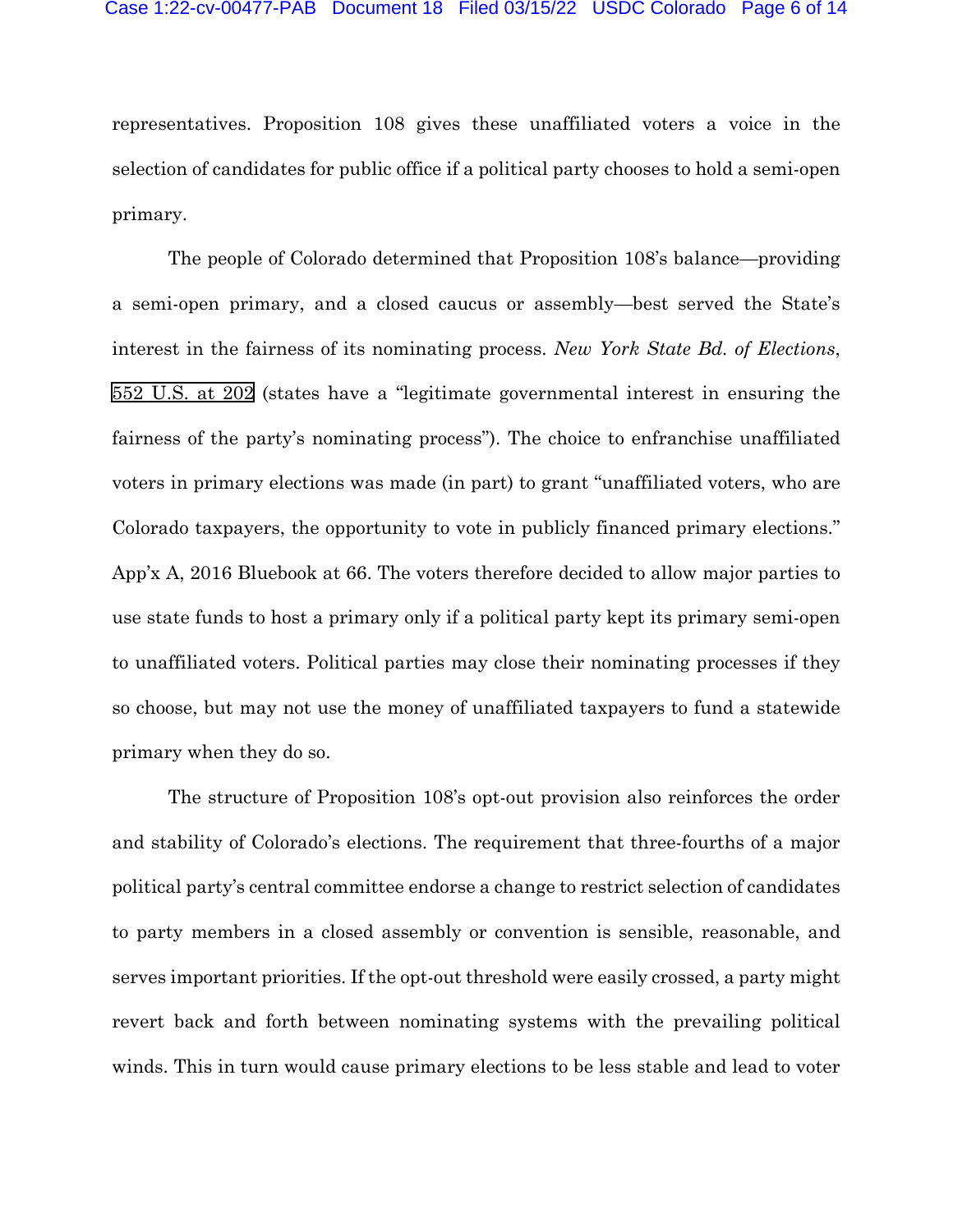representatives. Proposition 108 gives these unaffiliated voters a voice in the selection of candidates for public office if a political party chooses to hold a semi-open primary.

The people of Colorado determined that Proposition 108's balance—providing a semi-open primary, and a closed caucus or assembly—best served the State's interest in the fairness of its nominating process. *New York State Bd. of Elections*, 552 U.S. at 202 (states have a "legitimate governmental interest in ensuring the fairness of the party's nominating process"). The choice to enfranchise unaffiliated voters in primary elections was made (in part) to grant "unaffiliated voters, who are Colorado taxpayers, the opportunity to vote in publicly financed primary elections." App'x A, 2016 Bluebook at 66. The voters therefore decided to allow major parties to use state funds to host a primary only if a political party kept its primary semi-open to unaffiliated voters. Political parties may close their nominating processes if they so choose, but may not use the money of unaffiliated taxpayers to fund a statewide primary when they do so.

The structure of Proposition 108's opt-out provision also reinforces the order and stability of Colorado's elections. The requirement that three-fourths of a major political party's central committee endorse a change to restrict selection of candidates to party members in a closed assembly or convention is sensible, reasonable, and serves important priorities. If the opt-out threshold were easily crossed, a party might revert back and forth between nominating systems with the prevailing political winds. This in turn would cause primary elections to be less stable and lead to voter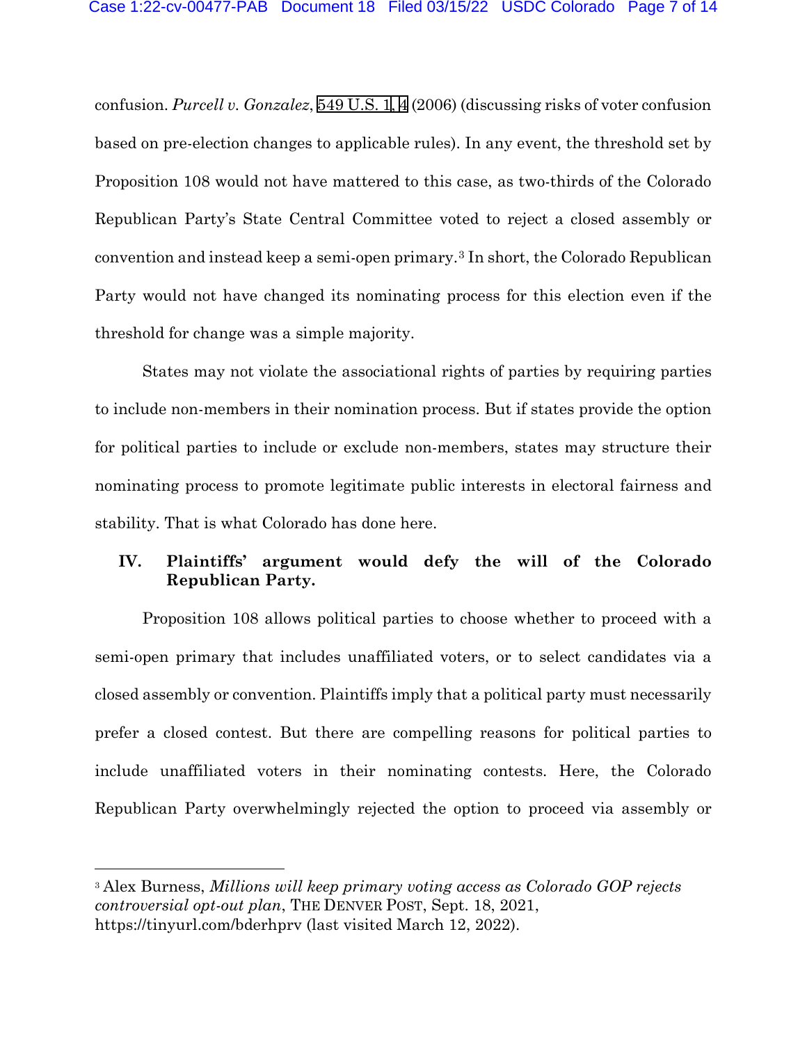confusion. *Purcell v. Gonzalez*, 549 U.S. 1, 4 (2006) (discussing risks of voter confusion based on pre-election changes to applicable rules). In any event, the threshold set by Proposition 108 would not have mattered to this case, as two-thirds of the Colorado Republican Party's State Central Committee voted to reject a closed assembly or convention and instead keep a semi-open primary.[3] In short, the Colorado Republican Party would not have changed its nominating process for this election even if the threshold for change was a simple majority.

States may not violate the associational rights of parties by requiring parties to include non-members in their nomination process. But if states provide the option for political parties to include or exclude non-members, states may structure their nominating process to promote legitimate public interests in electoral fairness and stability. That is what Colorado has done here.

## IV. Plaintiffs' argument would defy the will of the Colorado Republican Party.

Proposition 108 allows political parties to choose whether to proceed with a semi-open primary that includes unaffiliated voters, or to select candidates via a closed assembly or convention. Plaintiffs imply that a political party must necessarily prefer a closed contest. But there are compelling reasons for political parties to include unaffiliated voters in their nominating contests. Here, the Colorado Republican Party overwhelmingly rejected the option to proceed via assembly or

---

[3] Alex Burness, *Millions will keep primary voting access as Colorado GOP rejects controversial opt-out plan*, THE DENVER POST, Sept. 18, 2021, https://tinyurl.com/bderhprv (last visited March 12, 2022).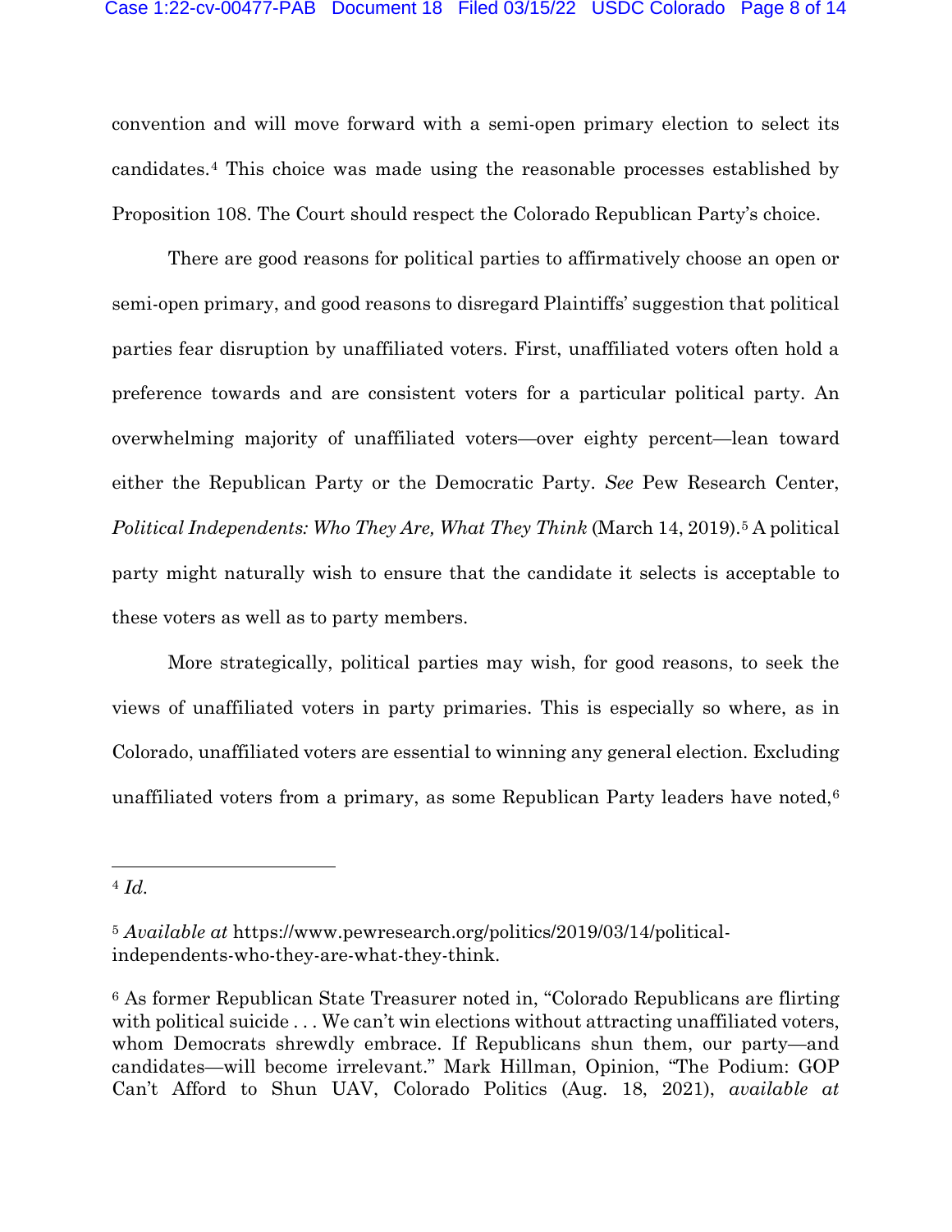convention and will move forward with a semi-open primary election to select its candidates.[4] This choice was made using the reasonable processes established by Proposition 108. The Court should respect the Colorado Republican Party's choice.

There are good reasons for political parties to affirmatively choose an open or semi-open primary, and good reasons to disregard Plaintiffs' suggestion that political parties fear disruption by unaffiliated voters. First, unaffiliated voters often hold a preference towards and are consistent voters for a particular political party. An overwhelming majority of unaffiliated voters—over eighty percent—lean toward either the Republican Party or the Democratic Party. *See* Pew Research Center, *Political Independents: Who They Are, What They Think* (March 14, 2019).[5] A political party might naturally wish to ensure that the candidate it selects is acceptable to these voters as well as to party members.

More strategically, political parties may wish, for good reasons, to seek the views of unaffiliated voters in party primaries. This is especially so where, as in Colorado, unaffiliated voters are essential to winning any general election. Excluding unaffiliated voters from a primary, as some Republican Party leaders have noted,[6]

---

[4] *Id.*

[5] *Available at* https://www.pewresearch.org/politics/2019/03/14/political-independents-who-they-are-what-they-think.

[6] As former Republican State Treasurer noted in, "Colorado Republicans are flirting with political suicide . . . We can't win elections without attracting unaffiliated voters, whom Democrats shrewdly embrace. If Republicans shun them, our party—and candidates—will become irrelevant." Mark Hillman, Opinion, "The Podium: GOP Can't Afford to Shun UAV, Colorado Politics (Aug. 18, 2021), *available at*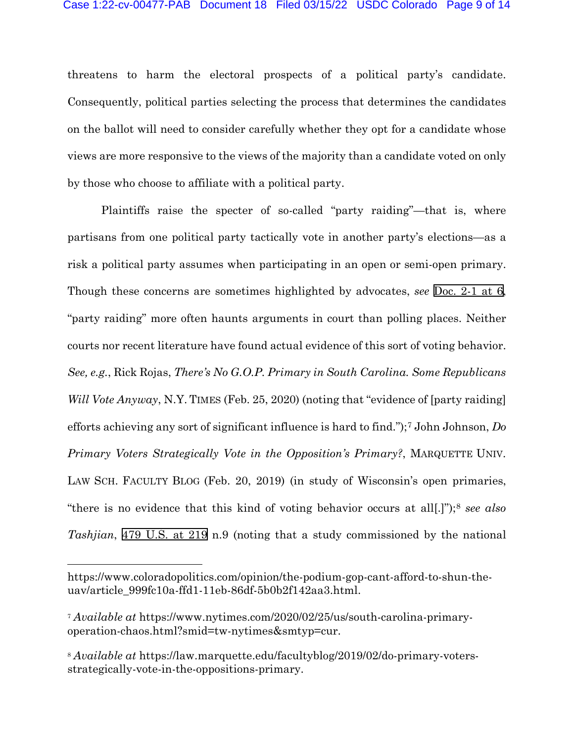threatens to harm the electoral prospects of a political party's candidate. Consequently, political parties selecting the process that determines the candidates on the ballot will need to consider carefully whether they opt for a candidate whose views are more responsive to the views of the majority than a candidate voted on only by those who choose to affiliate with a political party.

Plaintiffs raise the specter of so-called "party raiding"—that is, where partisans from one political party tactically vote in another party's elections—as a risk a political party assumes when participating in an open or semi-open primary. Though these concerns are sometimes highlighted by advocates, *see* Doc. 2-1 at 6, "party raiding" more often haunts arguments in court than polling places. Neither courts nor recent literature have found actual evidence of this sort of voting behavior. *See, e.g.*, Rick Rojas, *There's No G.O.P. Primary in South Carolina. Some Republicans Will Vote Anyway*, N.Y. TIMES (Feb. 25, 2020) (noting that "evidence of [party raiding] efforts achieving any sort of significant influence is hard to find.");[7] John Johnson, *Do Primary Voters Strategically Vote in the Opposition's Primary?*, MARQUETTE UNIV. LAW SCH. FACULTY BLOG (Feb. 20, 2019) (in study of Wisconsin's open primaries, "there is no evidence that this kind of voting behavior occurs at all[.]");[8] *see also Tashjian*, 479 U.S. at 219 n.9 (noting that a study commissioned by the national

---

https://www.coloradopolitics.com/opinion/the-podium-gop-cant-afford-to-shun-the-uav/article_999fc10a-ffd1-11eb-86df-5b0b2f142aa3.html.

[7] *Available at* https://www.nytimes.com/2020/02/25/us/south-carolina-primary-operation-chaos.html?smid=tw-nytimes&smtyp=cur.

[8] *Available at* https://law.marquette.edu/facultyblog/2019/02/do-primary-voters-strategically-vote-in-the-oppositions-primary.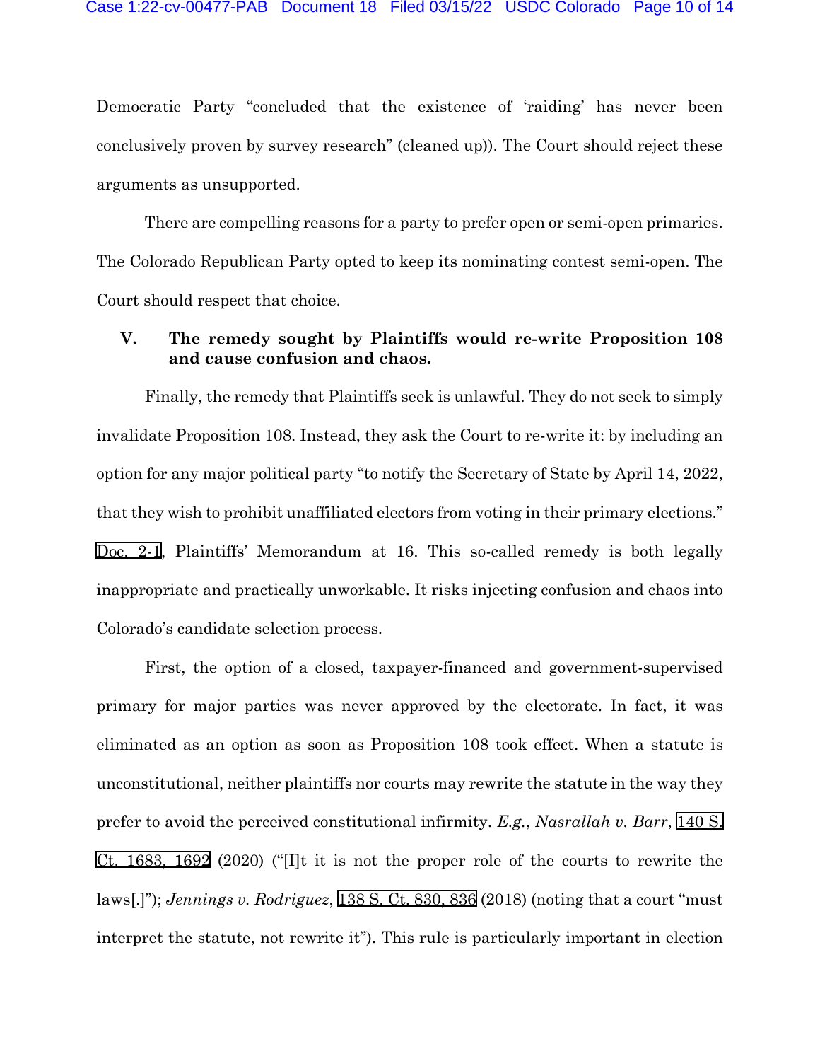Democratic Party "concluded that the existence of 'raiding' has never been conclusively proven by survey research" (cleaned up)). The Court should reject these arguments as unsupported.

There are compelling reasons for a party to prefer open or semi-open primaries. The Colorado Republican Party opted to keep its nominating contest semi-open. The Court should respect that choice.

### V. The remedy sought by Plaintiffs would re-write Proposition 108 and cause confusion and chaos.

Finally, the remedy that Plaintiffs seek is unlawful. They do not seek to simply invalidate Proposition 108. Instead, they ask the Court to re-write it: by including an option for any major political party "to notify the Secretary of State by April 14, 2022, that they wish to prohibit unaffiliated electors from voting in their primary elections." Doc. 2-1, Plaintiffs' Memorandum at 16. This so-called remedy is both legally inappropriate and practically unworkable. It risks injecting confusion and chaos into Colorado's candidate selection process.

First, the option of a closed, taxpayer-financed and government-supervised primary for major parties was never approved by the electorate. In fact, it was eliminated as an option as soon as Proposition 108 took effect. When a statute is unconstitutional, neither plaintiffs nor courts may rewrite the statute in the way they prefer to avoid the perceived constitutional infirmity. *E.g.*, *Nasrallah v. Barr*, 140 S. Ct. 1683, 1692 (2020) ("[I]t it is not the proper role of the courts to rewrite the laws[.]"); *Jennings v. Rodriguez*, 138 S. Ct. 830, 836 (2018) (noting that a court "must interpret the statute, not rewrite it"). This rule is particularly important in election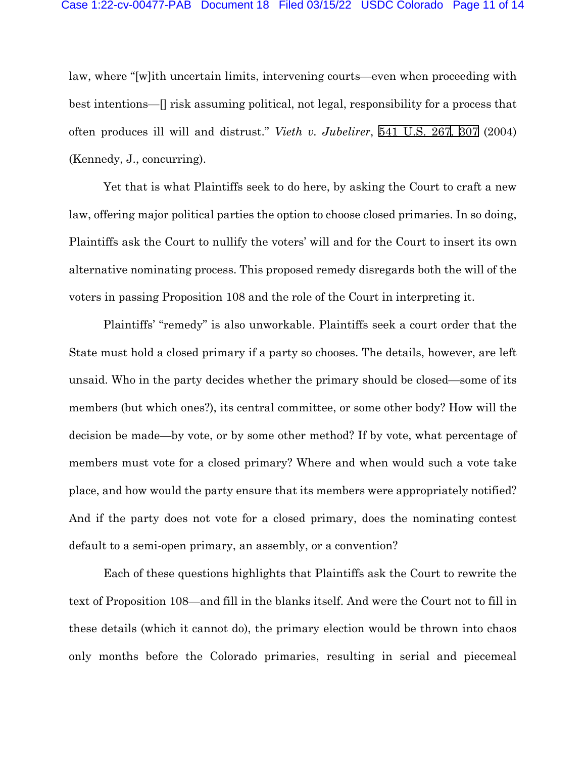law, where "[w]ith uncertain limits, intervening courts—even when proceeding with best intentions—[] risk assuming political, not legal, responsibility for a process that often produces ill will and distrust." *Vieth v. Jubelirer*, 541 U.S. 267, 307 (2004) (Kennedy, J., concurring).

Yet that is what Plaintiffs seek to do here, by asking the Court to craft a new law, offering major political parties the option to choose closed primaries. In so doing, Plaintiffs ask the Court to nullify the voters' will and for the Court to insert its own alternative nominating process. This proposed remedy disregards both the will of the voters in passing Proposition 108 and the role of the Court in interpreting it.

Plaintiffs' "remedy" is also unworkable. Plaintiffs seek a court order that the State must hold a closed primary if a party so chooses. The details, however, are left unsaid. Who in the party decides whether the primary should be closed—some of its members (but which ones?), its central committee, or some other body? How will the decision be made—by vote, or by some other method? If by vote, what percentage of members must vote for a closed primary? Where and when would such a vote take place, and how would the party ensure that its members were appropriately notified? And if the party does not vote for a closed primary, does the nominating contest default to a semi-open primary, an assembly, or a convention?

Each of these questions highlights that Plaintiffs ask the Court to rewrite the text of Proposition 108—and fill in the blanks itself. And were the Court not to fill in these details (which it cannot do), the primary election would be thrown into chaos only months before the Colorado primaries, resulting in serial and piecemeal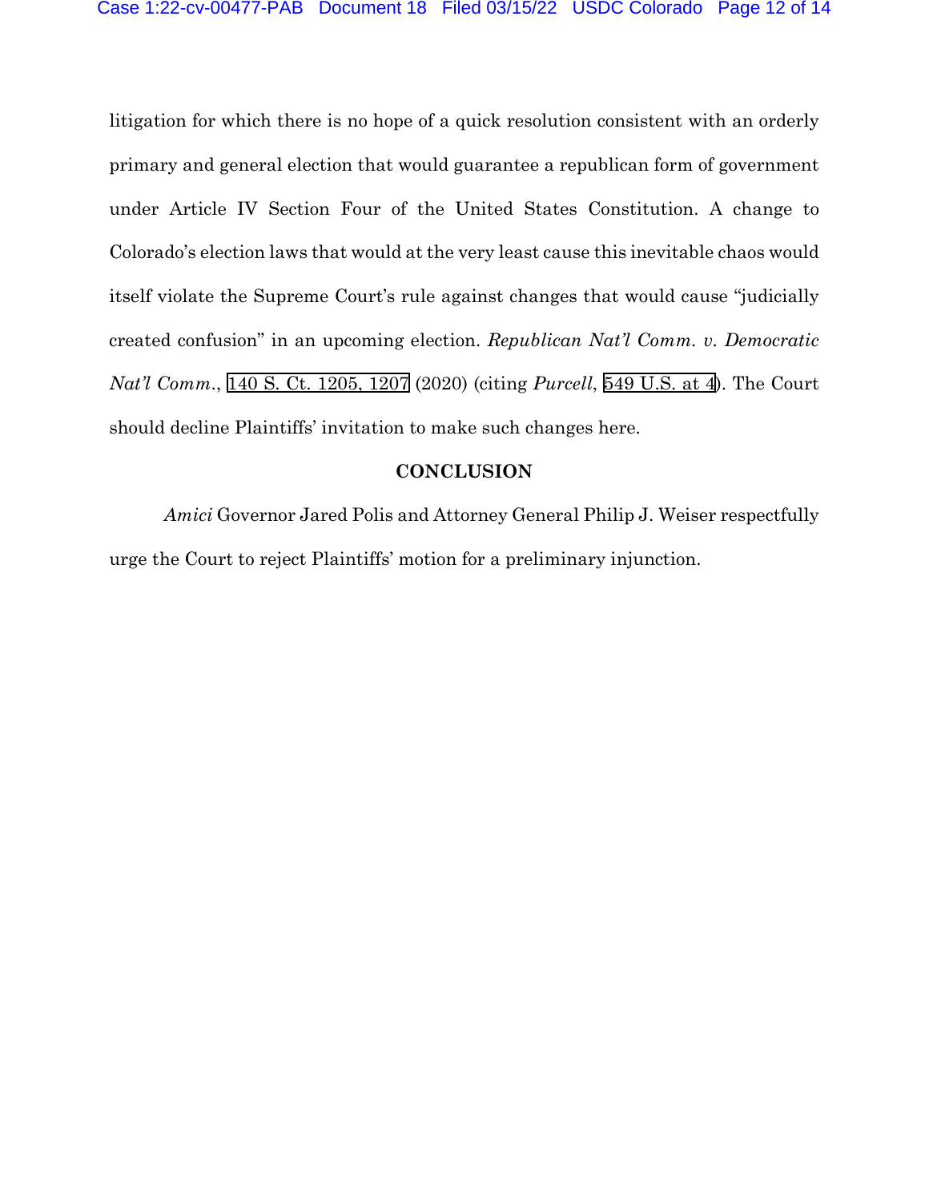litigation for which there is no hope of a quick resolution consistent with an orderly primary and general election that would guarantee a republican form of government under Article IV Section Four of the United States Constitution. A change to Colorado's election laws that would at the very least cause this inevitable chaos would itself violate the Supreme Court's rule against changes that would cause "judicially created confusion" in an upcoming election. *Republican Nat'l Comm. v. Democratic Nat'l Comm.*, 140 S. Ct. 1205, 1207 (2020) (citing *Purcell*, 549 U.S. at 4). The Court should decline Plaintiffs' invitation to make such changes here.

## CONCLUSION

*Amici* Governor Jared Polis and Attorney General Philip J. Weiser respectfully urge the Court to reject Plaintiffs' motion for a preliminary injunction.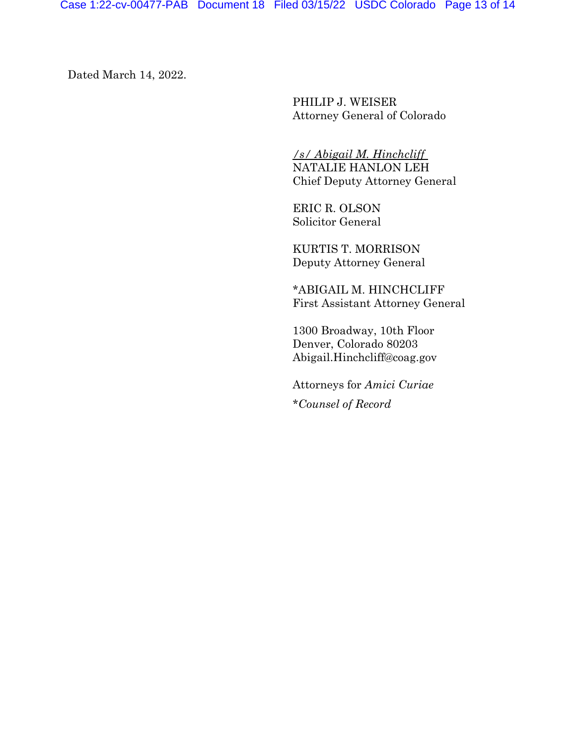Dated March 14, 2022.

PHILIP J. WEISER
Attorney General of Colorado

*/s/ Abigail M. Hinchcliff*
NATALIE HANLON LEH
Chief Deputy Attorney General

ERIC R. OLSON
Solicitor General

KURTIS T. MORRISON
Deputy Attorney General

*ABIGAIL M. HINCHCLIFF
First Assistant Attorney General

1300 Broadway, 10th Floor
Denver, Colorado 80203
Abigail.Hinchcliff@coag.gov

Attorneys for *Amici Curiae*

**Counsel of Record*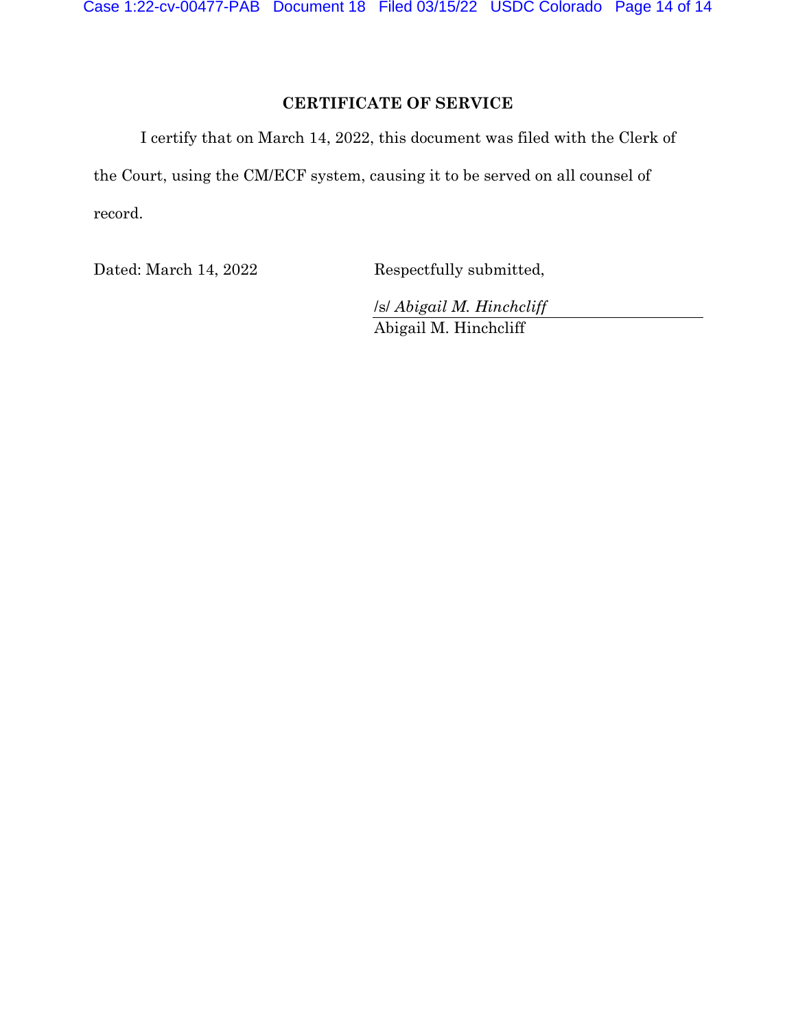**CERTIFICATE OF SERVICE**

I certify that on March 14, 2022, this document was filed with the Clerk of the Court, using the CM/ECF system, causing it to be served on all counsel of record.

Dated: March 14, 2022

Respectfully submitted,

/s/ *Abigail M. Hinchcliff*
Abigail M. Hinchcliff